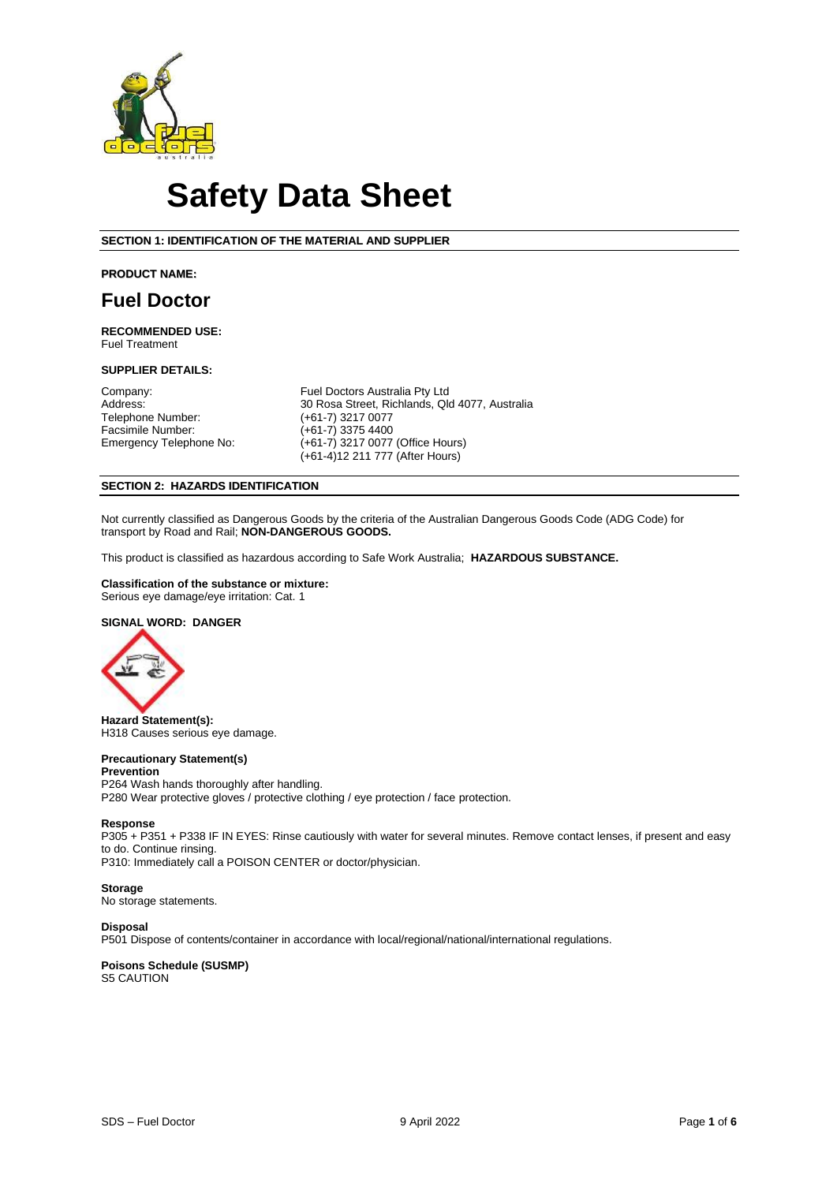# Safety Data Sheet

## SECTION 1: IDENTIFICATION OF THE MATERIAL AND SUPPLIER

**PRODUCT NAME:**

## Fuel Doctor

**RECOMMENDED USE:**
Fuel Treatment

**SUPPLIER DETAILS:**

| | |
|---|---|
| Company: | Fuel Doctors Australia Pty Ltd |
| Address: | 30 Rosa Street, Richlands, Qld 4077, Australia |
| Telephone Number: | (+61-7) 3217 0077 |
| Facsimile Number: | (+61-7) 3375 4400 |
| Emergency Telephone No: | (+61-7) 3217 0077 (Office Hours)<br>(+61-4)12 211 777 (After Hours) |

## SECTION 2: HAZARDS IDENTIFICATION

Not currently classified as Dangerous Goods by the criteria of the Australian Dangerous Goods Code (ADG Code) for transport by Road and Rail; **NON-DANGEROUS GOODS.**

This product is classified as hazardous according to Safe Work Australia; **HAZARDOUS SUBSTANCE.**

**Classification of the substance or mixture:**
Serious eye damage/eye irritation: Cat. 1

**SIGNAL WORD: DANGER**

**Hazard Statement(s):**
H318 Causes serious eye damage.

**Precautionary Statement(s)**
**Prevention**
P264 Wash hands thoroughly after handling.
P280 Wear protective gloves / protective clothing / eye protection / face protection.

**Response**
P305 + P351 + P338 IF IN EYES: Rinse cautiously with water for several minutes. Remove contact lenses, if present and easy to do. Continue rinsing.
P310: Immediately call a POISON CENTER or doctor/physician.

**Storage**
No storage statements.

**Disposal**
P501 Dispose of contents/container in accordance with local/regional/national/international regulations.

**Poisons Schedule (SUSMP)**
S5 CAUTION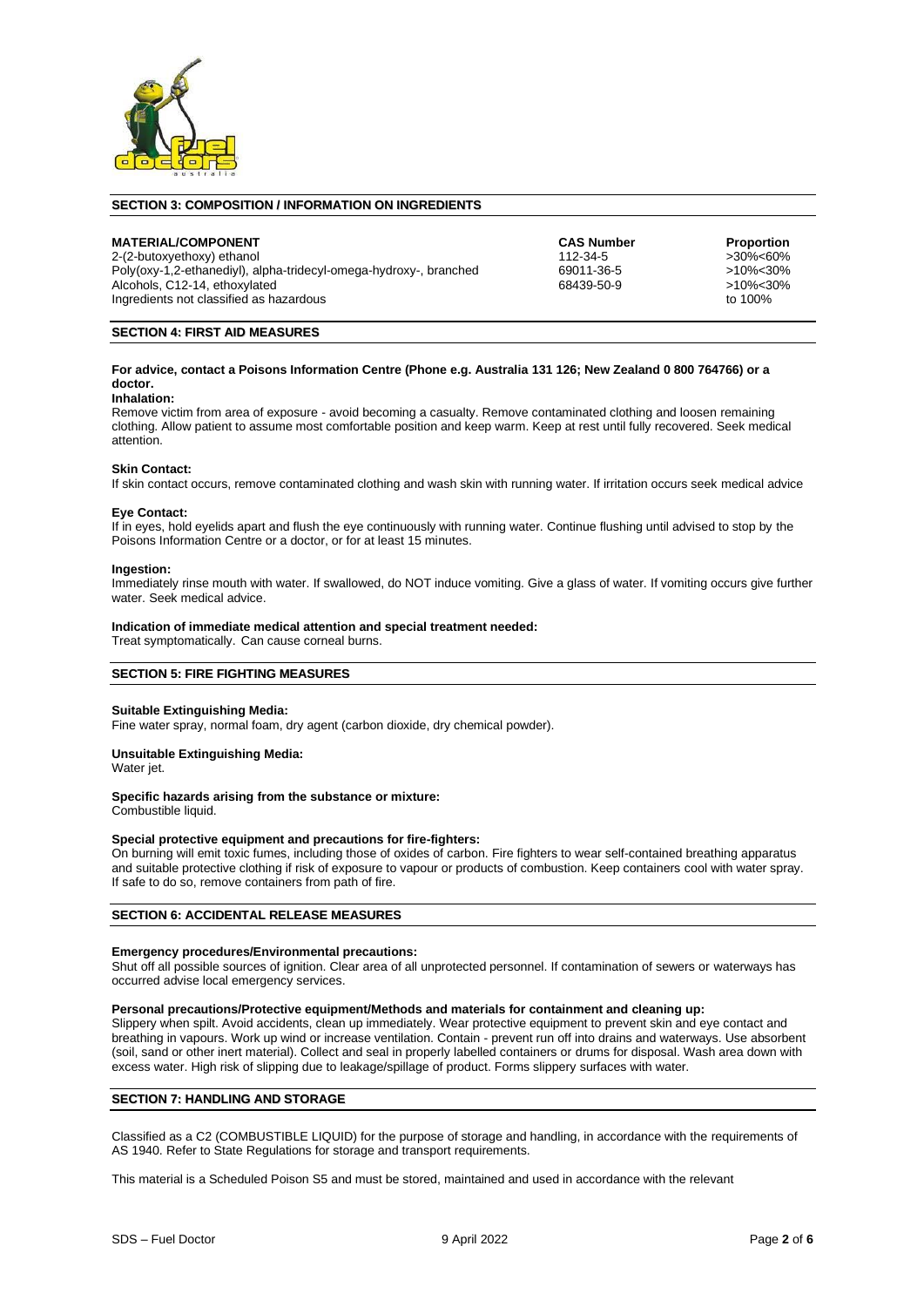## SECTION 3: COMPOSITION / INFORMATION ON INGREDIENTS

| MATERIAL/COMPONENT | CAS Number | Proportion |
| --- | --- | --- |
| 2-(2-butoxyethoxy) ethanol | 112-34-5 | >30%<60% |
| Poly(oxy-1,2-ethanediyl), alpha-tridecyl-omega-hydroxy-, branched | 69011-36-5 | >10%<30% |
| Alcohols, C12-14, ethoxylated | 68439-50-9 | >10%<30% |
| Ingredients not classified as hazardous | | to 100% |

## SECTION 4: FIRST AID MEASURES

**For advice, contact a Poisons Information Centre (Phone e.g. Australia 131 126; New Zealand 0 800 764766) or a doctor.**

**Inhalation:**
Remove victim from area of exposure - avoid becoming a casualty. Remove contaminated clothing and loosen remaining clothing. Allow patient to assume most comfortable position and keep warm. Keep at rest until fully recovered. Seek medical attention.

**Skin Contact:**
If skin contact occurs, remove contaminated clothing and wash skin with running water. If irritation occurs seek medical advice

**Eye Contact:**
If in eyes, hold eyelids apart and flush the eye continuously with running water. Continue flushing until advised to stop by the Poisons Information Centre or a doctor, or for at least 15 minutes.

**Ingestion:**
Immediately rinse mouth with water. If swallowed, do NOT induce vomiting. Give a glass of water. If vomiting occurs give further water. Seek medical advice.

**Indication of immediate medical attention and special treatment needed:**
Treat symptomatically. Can cause corneal burns.

## SECTION 5: FIRE FIGHTING MEASURES

**Suitable Extinguishing Media:**
Fine water spray, normal foam, dry agent (carbon dioxide, dry chemical powder).

**Unsuitable Extinguishing Media:**
Water jet.

**Specific hazards arising from the substance or mixture:**
Combustible liquid.

**Special protective equipment and precautions for fire-fighters:**
On burning will emit toxic fumes, including those of oxides of carbon. Fire fighters to wear self-contained breathing apparatus and suitable protective clothing if risk of exposure to vapour or products of combustion. Keep containers cool with water spray. If safe to do so, remove containers from path of fire.

## SECTION 6: ACCIDENTAL RELEASE MEASURES

**Emergency procedures/Environmental precautions:**
Shut off all possible sources of ignition. Clear area of all unprotected personnel. If contamination of sewers or waterways has occurred advise local emergency services.

**Personal precautions/Protective equipment/Methods and materials for containment and cleaning up:**
Slippery when spilt. Avoid accidents, clean up immediately. Wear protective equipment to prevent skin and eye contact and breathing in vapours. Work up wind or increase ventilation. Contain - prevent run off into drains and waterways. Use absorbent (soil, sand or other inert material). Collect and seal in properly labelled containers or drums for disposal. Wash area down with excess water. High risk of slipping due to leakage/spillage of product. Forms slippery surfaces with water.

## SECTION 7: HANDLING AND STORAGE

Classified as a C2 (COMBUSTIBLE LIQUID) for the purpose of storage and handling, in accordance with the requirements of AS 1940. Refer to State Regulations for storage and transport requirements.

This material is a Scheduled Poison S5 and must be stored, maintained and used in accordance with the relevant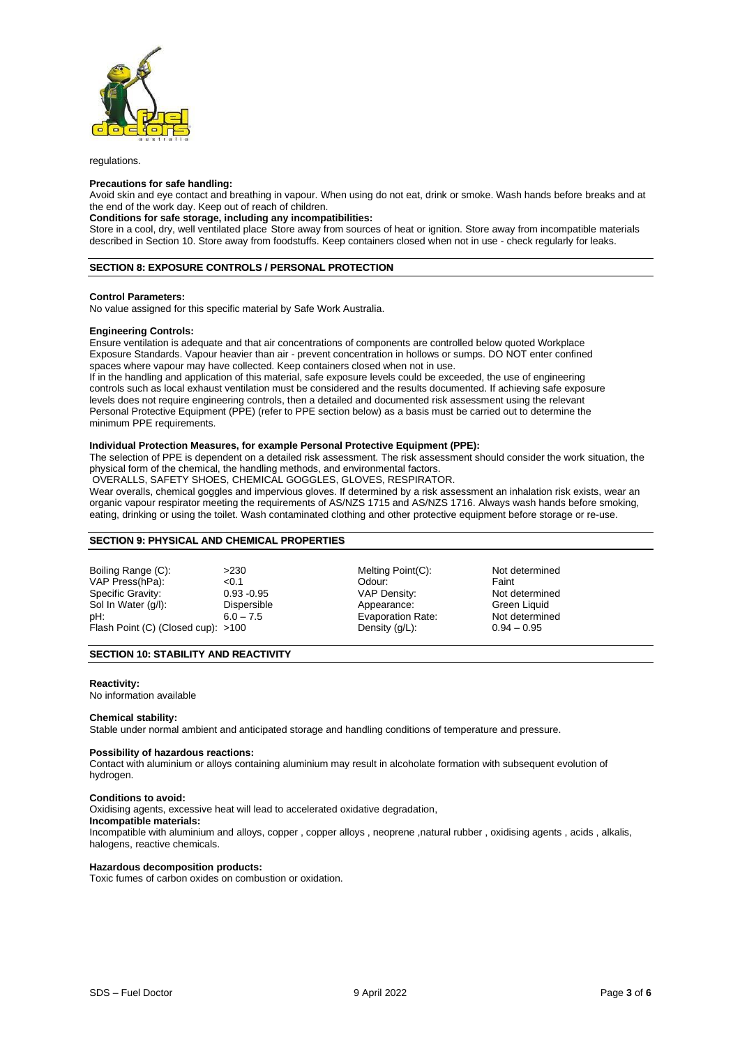regulations.

**Precautions for safe handling:**
Avoid skin and eye contact and breathing in vapour. When using do not eat, drink or smoke. Wash hands before breaks and at the end of the work day. Keep out of reach of children.

**Conditions for safe storage, including any incompatibilities:**
Store in a cool, dry, well ventilated place Store away from sources of heat or ignition. Store away from incompatible materials described in Section 10. Store away from foodstuffs. Keep containers closed when not in use - check regularly for leaks.

## SECTION 8: EXPOSURE CONTROLS / PERSONAL PROTECTION

**Control Parameters:**
No value assigned for this specific material by Safe Work Australia.

**Engineering Controls:**
Ensure ventilation is adequate and that air concentrations of components are controlled below quoted Workplace Exposure Standards. Vapour heavier than air - prevent concentration in hollows or sumps. DO NOT enter confined spaces where vapour may have collected. Keep containers closed when not in use.
If in the handling and application of this material, safe exposure levels could be exceeded, the use of engineering controls such as local exhaust ventilation must be considered and the results documented. If achieving safe exposure levels does not require engineering controls, then a detailed and documented risk assessment using the relevant Personal Protective Equipment (PPE) (refer to PPE section below) as a basis must be carried out to determine the minimum PPE requirements.

**Individual Protection Measures, for example Personal Protective Equipment (PPE):**
The selection of PPE is dependent on a detailed risk assessment. The risk assessment should consider the work situation, the physical form of the chemical, the handling methods, and environmental factors.
OVERALLS, SAFETY SHOES, CHEMICAL GOGGLES, GLOVES, RESPIRATOR.
Wear overalls, chemical goggles and impervious gloves. If determined by a risk assessment an inhalation risk exists, wear an organic vapour respirator meeting the requirements of AS/NZS 1715 and AS/NZS 1716. Always wash hands before smoking, eating, drinking or using the toilet. Wash contaminated clothing and other protective equipment before storage or re-use.

## SECTION 9: PHYSICAL AND CHEMICAL PROPERTIES

| | | | |
|---|---|---|---|
| Boiling Range (C): | >230 | Melting Point(C): | Not determined |
| VAP Press(hPa): | <0.1 | Odour: | Faint |
| Specific Gravity: | 0.93 -0.95 | VAP Density: | Not determined |
| Sol In Water (g/l): | Dispersible | Appearance: | Green Liquid |
| pH: | 6.0 – 7.5 | Evaporation Rate: | Not determined |
| Flash Point (C) (Closed cup): | >100 | Density (g/L): | 0.94 – 0.95 |

## SECTION 10: STABILITY AND REACTIVITY

**Reactivity:**
No information available

**Chemical stability:**
Stable under normal ambient and anticipated storage and handling conditions of temperature and pressure.

**Possibility of hazardous reactions:**
Contact with aluminium or alloys containing aluminium may result in alcoholate formation with subsequent evolution of hydrogen.

**Conditions to avoid:**
Oxidising agents, excessive heat will lead to accelerated oxidative degradation,

**Incompatible materials:**
Incompatible with aluminium and alloys, copper , copper alloys , neoprene ,natural rubber , oxidising agents , acids , alkalis, halogens, reactive chemicals.

**Hazardous decomposition products:**
Toxic fumes of carbon oxides on combustion or oxidation.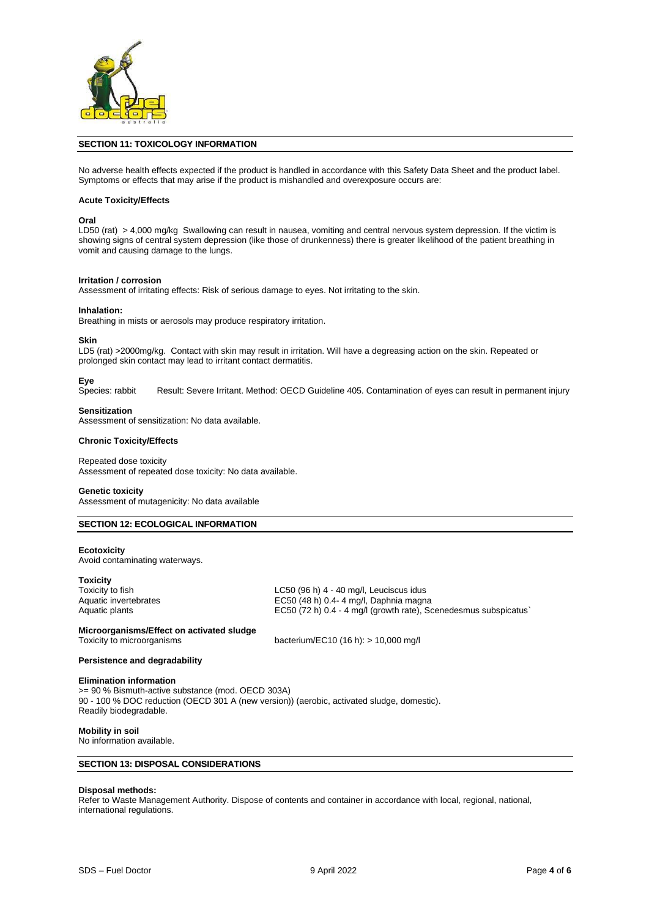## SECTION 11: TOXICOLOGY INFORMATION

No adverse health effects expected if the product is handled in accordance with this Safety Data Sheet and the product label. Symptoms or effects that may arise if the product is mishandled and overexposure occurs are:

**Acute Toxicity/Effects**

**Oral**

LD50 (rat) > 4,000 mg/kg Swallowing can result in nausea, vomiting and central nervous system depression. If the victim is showing signs of central system depression (like those of drunkenness) there is greater likelihood of the patient breathing in vomit and causing damage to the lungs.

**Irritation / corrosion**

Assessment of irritating effects: Risk of serious damage to eyes. Not irritating to the skin.

**Inhalation:**

Breathing in mists or aerosols may produce respiratory irritation.

**Skin**

LD5 (rat) >2000mg/kg. Contact with skin may result in irritation. Will have a degreasing action on the skin. Repeated or prolonged skin contact may lead to irritant contact dermatitis.

**Eye**

Species: rabbit Result: Severe Irritant. Method: OECD Guideline 405. Contamination of eyes can result in permanent injury

**Sensitization**

Assessment of sensitization: No data available.

**Chronic Toxicity/Effects**

Repeated dose toxicity

Assessment of repeated dose toxicity: No data available.

**Genetic toxicity**

Assessment of mutagenicity: No data available

## SECTION 12: ECOLOGICAL INFORMATION

**Ecotoxicity**

Avoid contaminating waterways.

**Toxicity**

| | |
|---|---|
| Toxicity to fish | LC50 (96 h) 4 - 40 mg/l, Leuciscus idus |
| Aquatic invertebrates | EC50 (48 h) 0.4- 4 mg/l, Daphnia magna |
| Aquatic plants | EC50 (72 h) 0.4 - 4 mg/l (growth rate), Scenedesmus subspicatus` |

**Microorganisms/Effect on activated sludge**

| | |
|---|---|
| Toxicity to microorganisms | bacterium/EC10 (16 h): > 10,000 mg/l |

**Persistence and degradability**

**Elimination information**

>= 90 % Bismuth-active substance (mod. OECD 303A)
90 - 100 % DOC reduction (OECD 301 A (new version)) (aerobic, activated sludge, domestic).
Readily biodegradable.

**Mobility in soil**

No information available.

## SECTION 13: DISPOSAL CONSIDERATIONS

**Disposal methods:**

Refer to Waste Management Authority. Dispose of contents and container in accordance with local, regional, national, international regulations.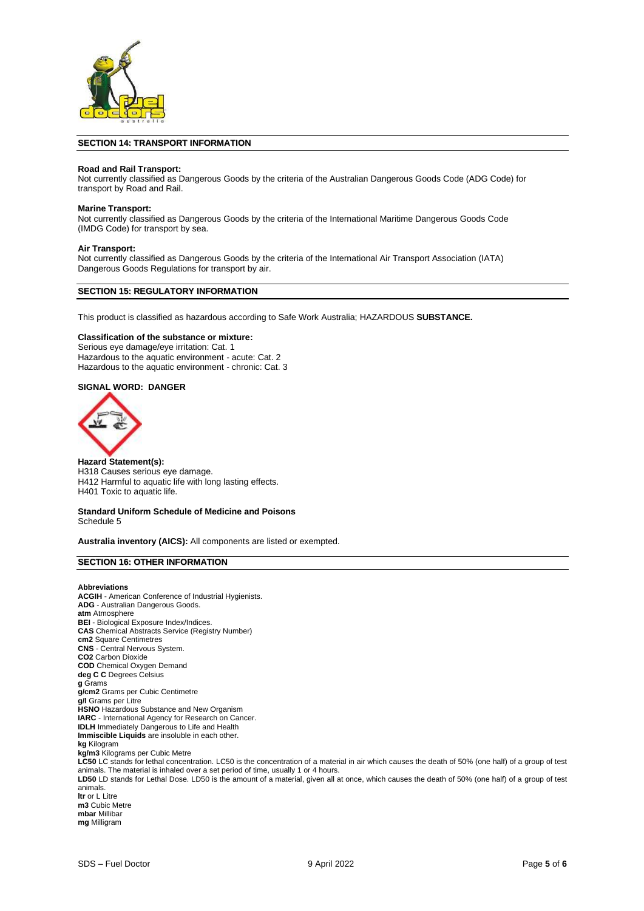## SECTION 14: TRANSPORT INFORMATION

**Road and Rail Transport:**
Not currently classified as Dangerous Goods by the criteria of the Australian Dangerous Goods Code (ADG Code) for transport by Road and Rail.

**Marine Transport:**
Not currently classified as Dangerous Goods by the criteria of the International Maritime Dangerous Goods Code (IMDG Code) for transport by sea.

**Air Transport:**
Not currently classified as Dangerous Goods by the criteria of the International Air Transport Association (IATA) Dangerous Goods Regulations for transport by air.

## SECTION 15: REGULATORY INFORMATION

This product is classified as hazardous according to Safe Work Australia; HAZARDOUS **SUBSTANCE.**

**Classification of the substance or mixture:**
Serious eye damage/eye irritation: Cat. 1
Hazardous to the aquatic environment - acute: Cat. 2
Hazardous to the aquatic environment - chronic: Cat. 3

**SIGNAL WORD: DANGER**

**Hazard Statement(s):**
H318 Causes serious eye damage.
H412 Harmful to aquatic life with long lasting effects.
H401 Toxic to aquatic life.

**Standard Uniform Schedule of Medicine and Poisons**
Schedule 5

**Australia inventory (AICS):** All components are listed or exempted.

## SECTION 16: OTHER INFORMATION

**Abbreviations**
**ACGIH** - American Conference of Industrial Hygienists.
**ADG** - Australian Dangerous Goods.
**atm** Atmosphere
**BEI** - Biological Exposure Index/Indices.
**CAS** Chemical Abstracts Service (Registry Number)
**cm2** Square Centimetres
**CNS** - Central Nervous System.
**CO2** Carbon Dioxide
**COD** Chemical Oxygen Demand
**deg C C** Degrees Celsius
**g** Grams
**g/cm2** Grams per Cubic Centimetre
**g/l** Grams per Litre
**HSNO** Hazardous Substance and New Organism
**IARC** - International Agency for Research on Cancer.
**IDLH** Immediately Dangerous to Life and Health
**Immiscible Liquids** are insoluble in each other.
**kg** Kilogram
**kg/m3** Kilograms per Cubic Metre
**LC50** LC stands for lethal concentration. LC50 is the concentration of a material in air which causes the death of 50% (one half) of a group of test animals. The material is inhaled over a set period of time, usually 1 or 4 hours.
**LD50** LD stands for Lethal Dose. LD50 is the amount of a material, given all at once, which causes the death of 50% (one half) of a group of test animals.
**ltr** or L Litre
**m3** Cubic Metre
**mbar** Millibar
**mg** Milligram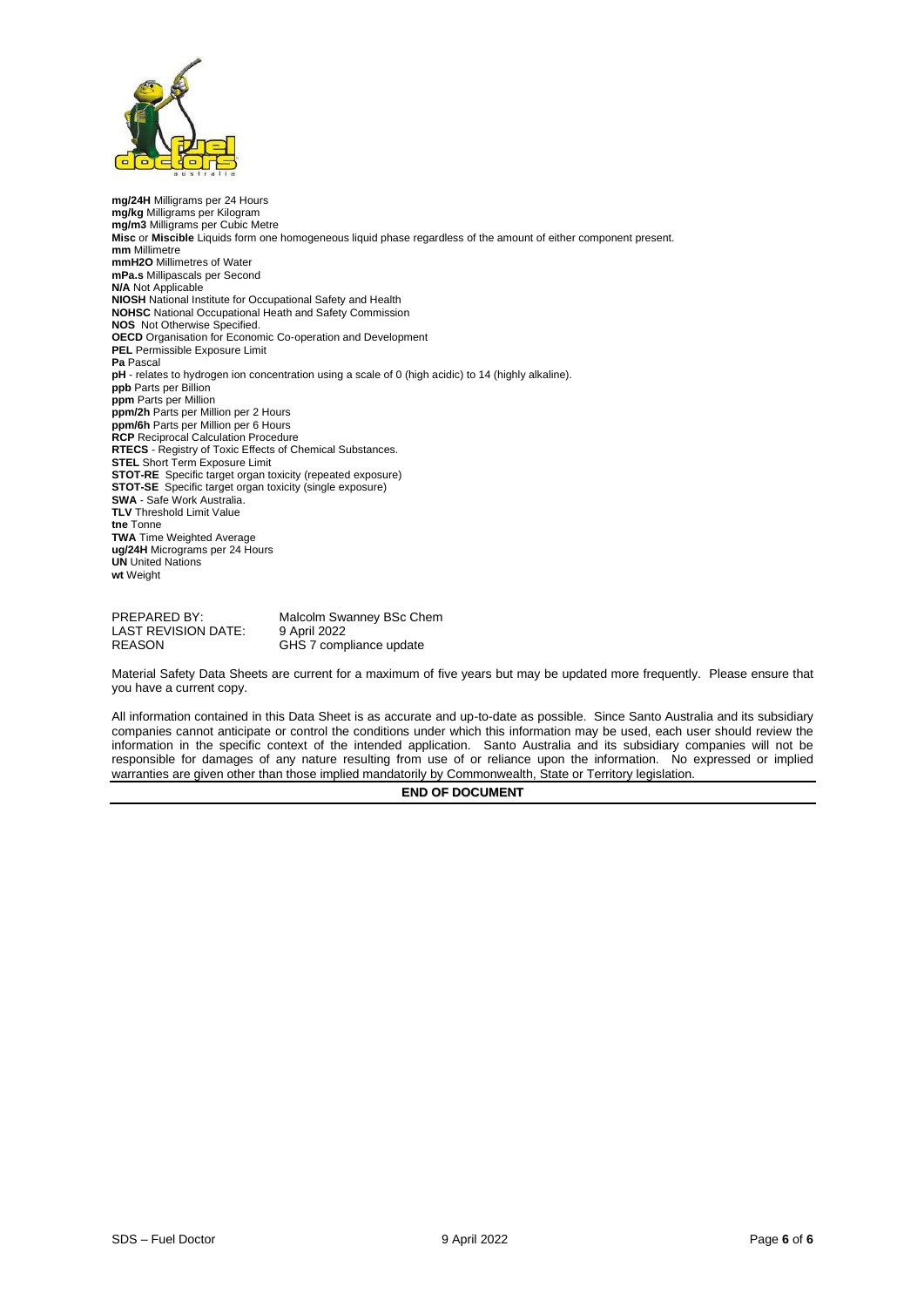**mg/24H** Milligrams per 24 Hours
**mg/kg** Milligrams per Kilogram
**mg/m3** Milligrams per Cubic Metre
**Misc** or **Miscible** Liquids form one homogeneous liquid phase regardless of the amount of either component present.
**mm** Millimetre
**mmH2O** Millimetres of Water
**mPa.s** Millipascals per Second
**N/A** Not Applicable
**NIOSH** National Institute for Occupational Safety and Health
**NOHSC** National Occupational Heath and Safety Commission
**NOS** Not Otherwise Specified.
**OECD** Organisation for Economic Co-operation and Development
**PEL** Permissible Exposure Limit
**Pa** Pascal
**pH** - relates to hydrogen ion concentration using a scale of 0 (high acidic) to 14 (highly alkaline).
**ppb** Parts per Billion
**ppm** Parts per Million
**ppm/2h** Parts per Million per 2 Hours
**ppm/6h** Parts per Million per 6 Hours
**RCP** Reciprocal Calculation Procedure
**RTECS** - Registry of Toxic Effects of Chemical Substances.
**STEL** Short Term Exposure Limit
**STOT-RE** Specific target organ toxicity (repeated exposure)
**STOT-SE** Specific target organ toxicity (single exposure)
**SWA** - Safe Work Australia.
**TLV** Threshold Limit Value
**tne** Tonne
**TWA** Time Weighted Average
**ug/24H** Micrograms per 24 Hours
**UN** United Nations
**wt** Weight

| | |
|---|---|
| PREPARED BY: | Malcolm Swanney BSc Chem |
| LAST REVISION DATE: | 9 April 2022 |
| REASON | GHS 7 compliance update |

Material Safety Data Sheets are current for a maximum of five years but may be updated more frequently. Please ensure that you have a current copy.

All information contained in this Data Sheet is as accurate and up-to-date as possible. Since Santo Australia and its subsidiary companies cannot anticipate or control the conditions under which this information may be used, each user should review the information in the specific context of the intended application. Santo Australia and its subsidiary companies will not be responsible for damages of any nature resulting from use of or reliance upon the information. No expressed or implied warranties are given other than those implied mandatorily by Commonwealth, State or Territory legislation.

**END OF DOCUMENT**